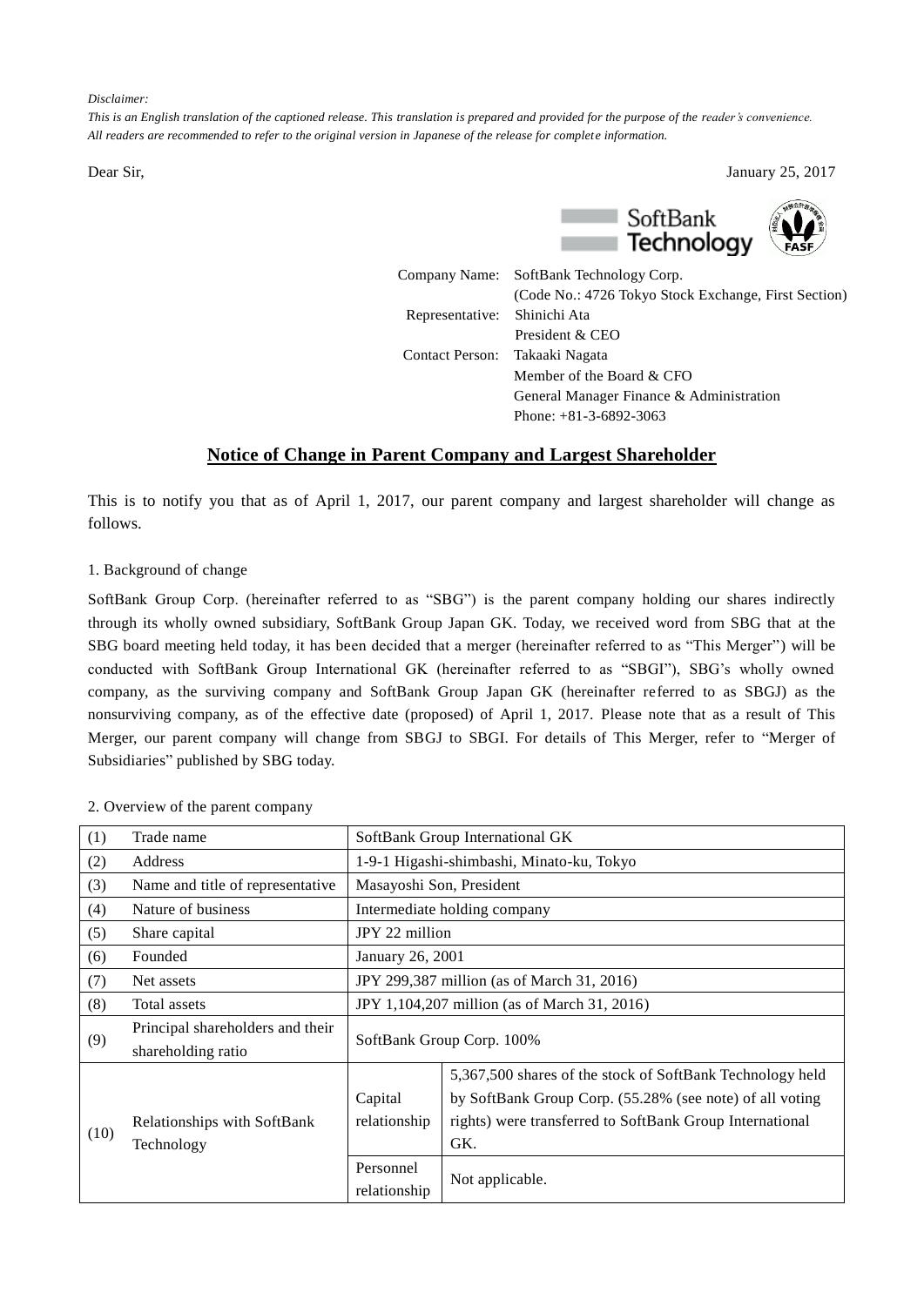*Disclaimer:*
*This is an English translation of the captioned release. This translation is prepared and provided for the purpose of the reader's convenience. All readers are recommended to refer to the original version in Japanese of the release for complete information.*

Dear Sir,

January 25, 2017

SoftBank Technology

Company Name: SoftBank Technology Corp.
(Code No.: 4726 Tokyo Stock Exchange, First Section)
Representative: Shinichi Ata
President & CEO
Contact Person: Takaaki Nagata
Member of the Board & CFO
General Manager Finance & Administration
Phone: +81-3-6892-3063

# Notice of Change in Parent Company and Largest Shareholder

This is to notify you that as of April 1, 2017, our parent company and largest shareholder will change as follows.

1. Background of change

SoftBank Group Corp. (hereinafter referred to as "SBG") is the parent company holding our shares indirectly through its wholly owned subsidiary, SoftBank Group Japan GK. Today, we received word from SBG that at the SBG board meeting held today, it has been decided that a merger (hereinafter referred to as "This Merger") will be conducted with SoftBank Group International GK (hereinafter referred to as "SBGI"), SBG's wholly owned company, as the surviving company and SoftBank Group Japan GK (hereinafter referred to as SBGJ) as the nonsurviving company, as of the effective date (proposed) of April 1, 2017. Please note that as a result of This Merger, our parent company will change from SBGJ to SBGI. For details of This Merger, refer to "Merger of Subsidiaries" published by SBG today.

2. Overview of the parent company

| (1) | Trade name | SoftBank Group International GK | |
|---|---|---|---|
| (2) | Address | 1-9-1 Higashi-shimbashi, Minato-ku, Tokyo | |
| (3) | Name and title of representative | Masayoshi Son, President | |
| (4) | Nature of business | Intermediate holding company | |
| (5) | Share capital | JPY 22 million | |
| (6) | Founded | January 26, 2001 | |
| (7) | Net assets | JPY 299,387 million (as of March 31, 2016) | |
| (8) | Total assets | JPY 1,104,207 million (as of March 31, 2016) | |
| (9) | Principal shareholders and their shareholding ratio | SoftBank Group Corp. 100% | |
| (10) | Relationships with SoftBank Technology | Capital relationship | 5,367,500 shares of the stock of SoftBank Technology held by SoftBank Group Corp. (55.28% (see note) of all voting rights) were transferred to SoftBank Group International GK. |
| | | Personnel relationship | Not applicable. |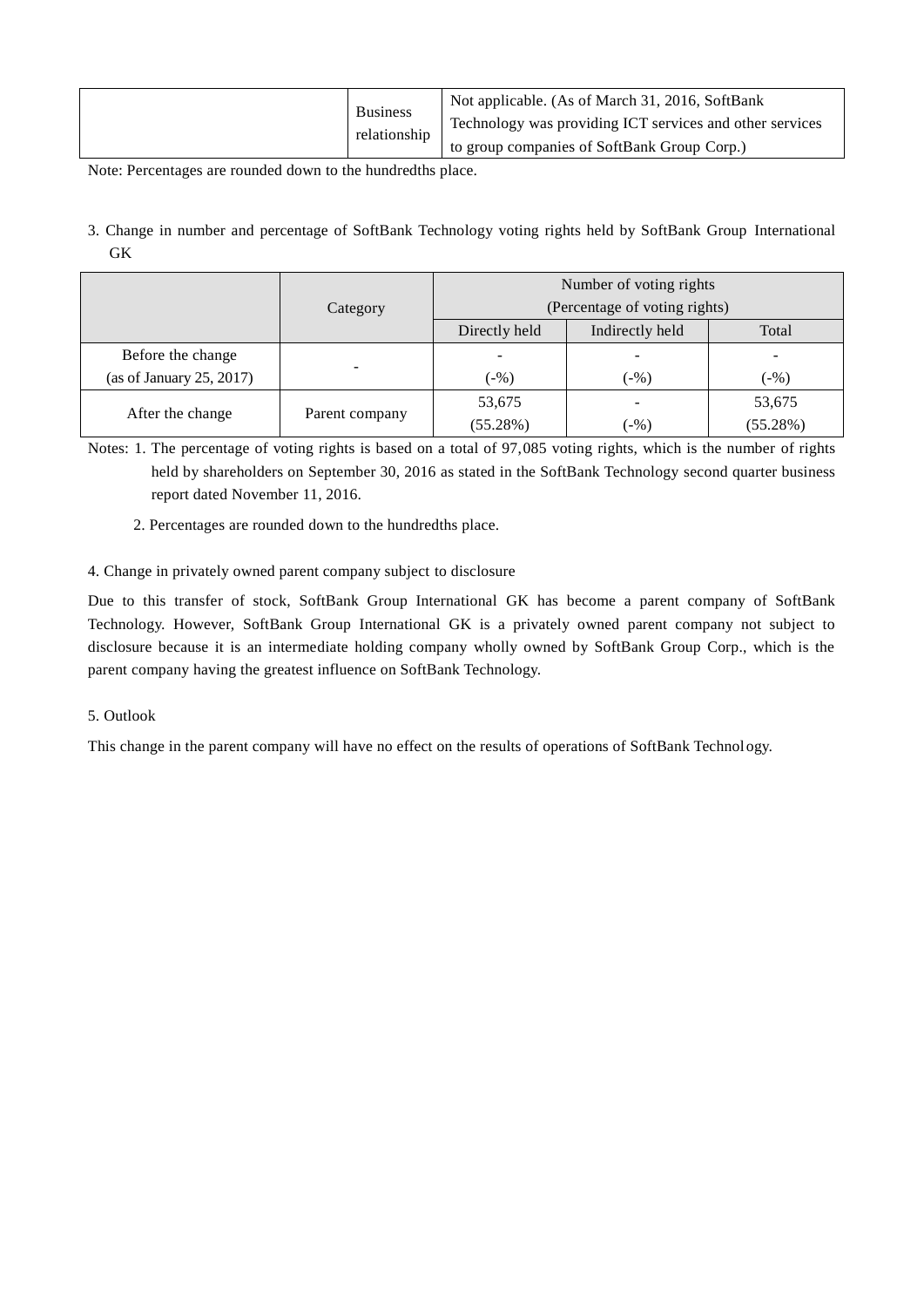| | | |
|---|---|---|
| | Business relationship | Not applicable. (As of March 31, 2016, SoftBank Technology was providing ICT services and other services to group companies of SoftBank Group Corp.) |

Note: Percentages are rounded down to the hundredths place.

3. Change in number and percentage of SoftBank Technology voting rights held by SoftBank Group International GK

| | Category | Number of voting rights (Percentage of voting rights) | | |
|---|---|---|---|---|
| | | Directly held | Indirectly held | Total |
| Before the change (as of January 25, 2017) | - | - (-%) | - (-%) | - (-%) |
| After the change | Parent company | 53,675 (55.28%) | - (-%) | 53,675 (55.28%) |

Notes: 1. The percentage of voting rights is based on a total of 97,085 voting rights, which is the number of rights held by shareholders on September 30, 2016 as stated in the SoftBank Technology second quarter business report dated November 11, 2016.

2. Percentages are rounded down to the hundredths place.

4. Change in privately owned parent company subject to disclosure

Due to this transfer of stock, SoftBank Group International GK has become a parent company of SoftBank Technology. However, SoftBank Group International GK is a privately owned parent company not subject to disclosure because it is an intermediate holding company wholly owned by SoftBank Group Corp., which is the parent company having the greatest influence on SoftBank Technology.

5. Outlook

This change in the parent company will have no effect on the results of operations of SoftBank Technology.